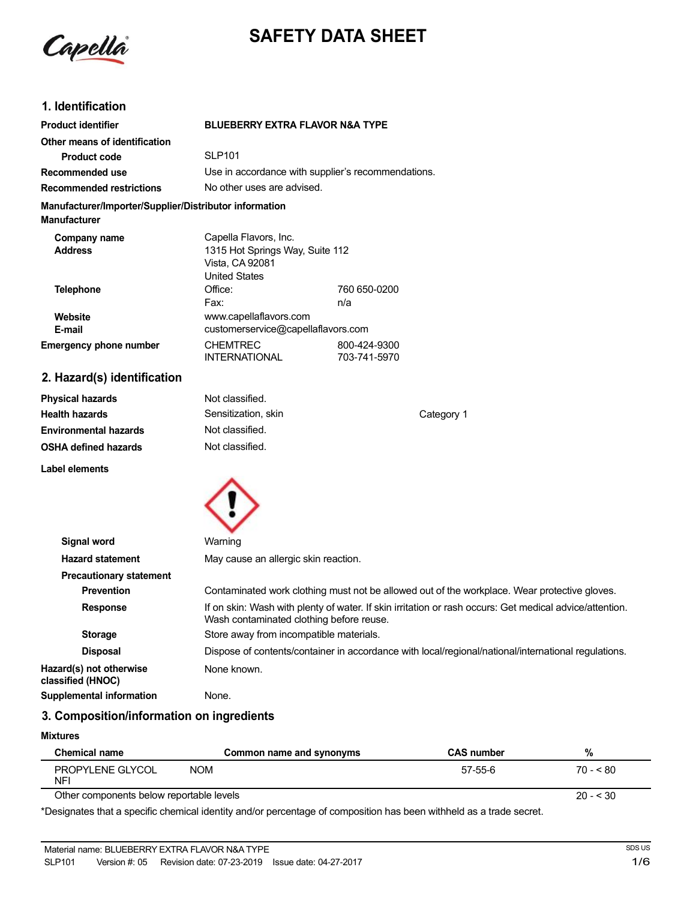# SAFETY DATA SHEET

## 1. Identification

| | |
|---|---|
| **Product identifier** | **BLUEBERRY EXTRA FLAVOR N&A TYPE** |
| **Other means of identification** | |
| **Product code** | SLP101 |
| **Recommended use** | Use in accordance with supplier's recommendations. |
| **Recommended restrictions** | No other uses are advised. |

**Manufacturer/Importer/Supplier/Distributor information**

**Manufacturer**

| | | |
|---|---|---|
| **Company name** | Capella Flavors, Inc. | |
| **Address** | 1315 Hot Springs Way, Suite 112<br>Vista, CA 92081<br>United States | |
| **Telephone** | Office: | 760 650-0200 |
| | Fax: | n/a |
| **Website** | www.capellaflavors.com | |
| **E-mail** | customerservice@capellaflavors.com | |
| **Emergency phone number** | CHEMTREC | 800-424-9300 |
| | INTERNATIONAL | 703-741-5970 |

## 2. Hazard(s) identification

| | | |
|---|---|---|
| **Physical hazards** | Not classified. | |
| **Health hazards** | Sensitization, skin | Category 1 |
| **Environmental hazards** | Not classified. | |
| **OSHA defined hazards** | Not classified. | |

**Label elements**

| | |
|---|---|
| **Signal word** | Warning |
| **Hazard statement** | May cause an allergic skin reaction. |
| **Precautionary statement** | |
| **Prevention** | Contaminated work clothing must not be allowed out of the workplace. Wear protective gloves. |
| **Response** | If on skin: Wash with plenty of water. If skin irritation or rash occurs: Get medical advice/attention. Wash contaminated clothing before reuse. |
| **Storage** | Store away from incompatible materials. |
| **Disposal** | Dispose of contents/container in accordance with local/regional/national/international regulations. |
| **Hazard(s) not otherwise classified (HNOC)** | None known. |
| **Supplemental information** | None. |

## 3. Composition/information on ingredients

**Mixtures**

| Chemical name | Common name and synonyms | CAS number | % |
|---|---|---|---|
| PROPYLENE GLYCOL NFI | NOM | 57-55-6 | 70 - < 80 |
| Other components below reportable levels | | | 20 - < 30 |

*Designates that a specific chemical identity and/or percentage of composition has been withheld as a trade secret.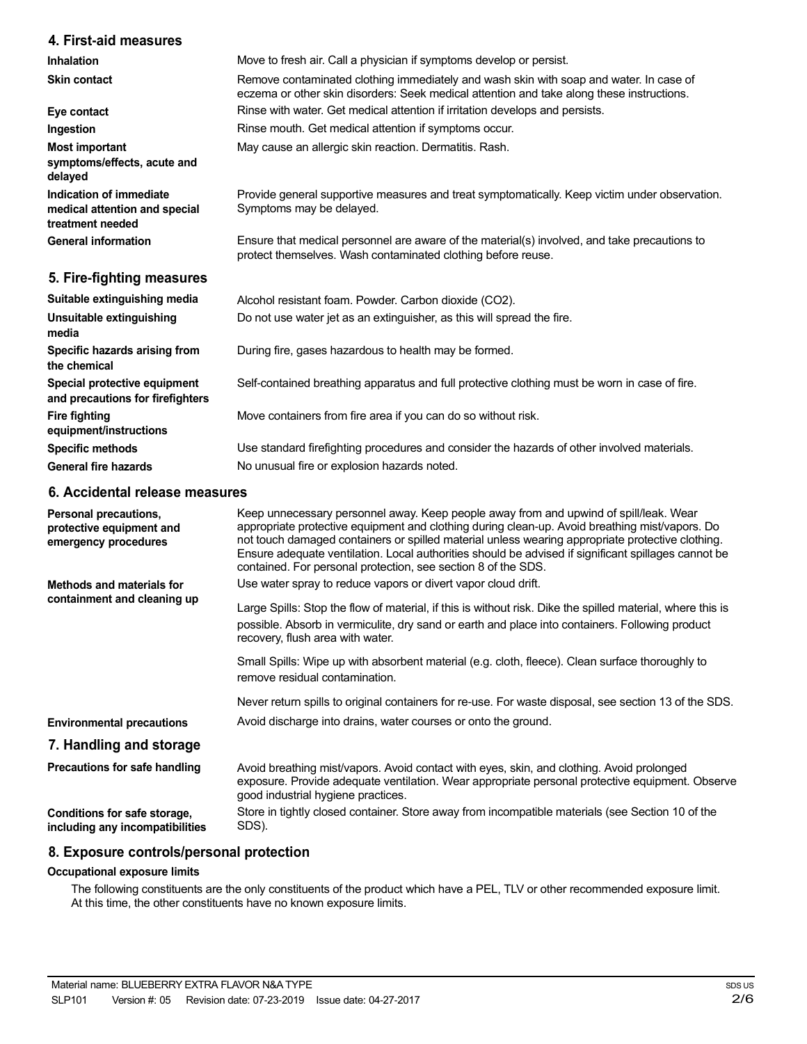## 4. First-aid measures

| | |
|---|---|
| **Inhalation** | Move to fresh air. Call a physician if symptoms develop or persist. |
| **Skin contact** | Remove contaminated clothing immediately and wash skin with soap and water. In case of eczema or other skin disorders: Seek medical attention and take along these instructions. |
| **Eye contact** | Rinse with water. Get medical attention if irritation develops and persists. |
| **Ingestion** | Rinse mouth. Get medical attention if symptoms occur. |
| **Most important symptoms/effects, acute and delayed** | May cause an allergic skin reaction. Dermatitis. Rash. |
| **Indication of immediate medical attention and special treatment needed** | Provide general supportive measures and treat symptomatically. Keep victim under observation. Symptoms may be delayed. |
| **General information** | Ensure that medical personnel are aware of the material(s) involved, and take precautions to protect themselves. Wash contaminated clothing before reuse. |

## 5. Fire-fighting measures

| | |
|---|---|
| **Suitable extinguishing media** | Alcohol resistant foam. Powder. Carbon dioxide ($CO_2$). |
| **Unsuitable extinguishing media** | Do not use water jet as an extinguisher, as this will spread the fire. |
| **Specific hazards arising from the chemical** | During fire, gases hazardous to health may be formed. |
| **Special protective equipment and precautions for firefighters** | Self-contained breathing apparatus and full protective clothing must be worn in case of fire. |
| **Fire fighting equipment/instructions** | Move containers from fire area if you can do so without risk. |
| **Specific methods** | Use standard firefighting procedures and consider the hazards of other involved materials. |
| **General fire hazards** | No unusual fire or explosion hazards noted. |

## 6. Accidental release measures

| | |
|---|---|
| **Personal precautions, protective equipment and emergency procedures** | Keep unnecessary personnel away. Keep people away from and upwind of spill/leak. Wear appropriate protective equipment and clothing during clean-up. Avoid breathing mist/vapors. Do not touch damaged containers or spilled material unless wearing appropriate protective clothing. Ensure adequate ventilation. Local authorities should be advised if significant spillages cannot be contained. For personal protection, see section 8 of the SDS. |
| **Methods and materials for containment and cleaning up** | Use water spray to reduce vapors or divert vapor cloud drift.<br><br>Large Spills: Stop the flow of material, if this is without risk. Dike the spilled material, where this is possible. Absorb in vermiculite, dry sand or earth and place into containers. Following product recovery, flush area with water.<br><br>Small Spills: Wipe up with absorbent material (e.g. cloth, fleece). Clean surface thoroughly to remove residual contamination.<br><br>Never return spills to original containers for re-use. For waste disposal, see section 13 of the SDS. |
| **Environmental precautions** | Avoid discharge into drains, water courses or onto the ground. |

## 7. Handling and storage

| | |
|---|---|
| **Precautions for safe handling** | Avoid breathing mist/vapors. Avoid contact with eyes, skin, and clothing. Avoid prolonged exposure. Provide adequate ventilation. Wear appropriate personal protective equipment. Observe good industrial hygiene practices. |
| **Conditions for safe storage, including any incompatibilities** | Store in tightly closed container. Store away from incompatible materials (see Section 10 of the SDS). |

## 8. Exposure controls/personal protection

**Occupational exposure limits**

The following constituents are the only constituents of the product which have a PEL, TLV or other recommended exposure limit. At this time, the other constituents have no known exposure limits.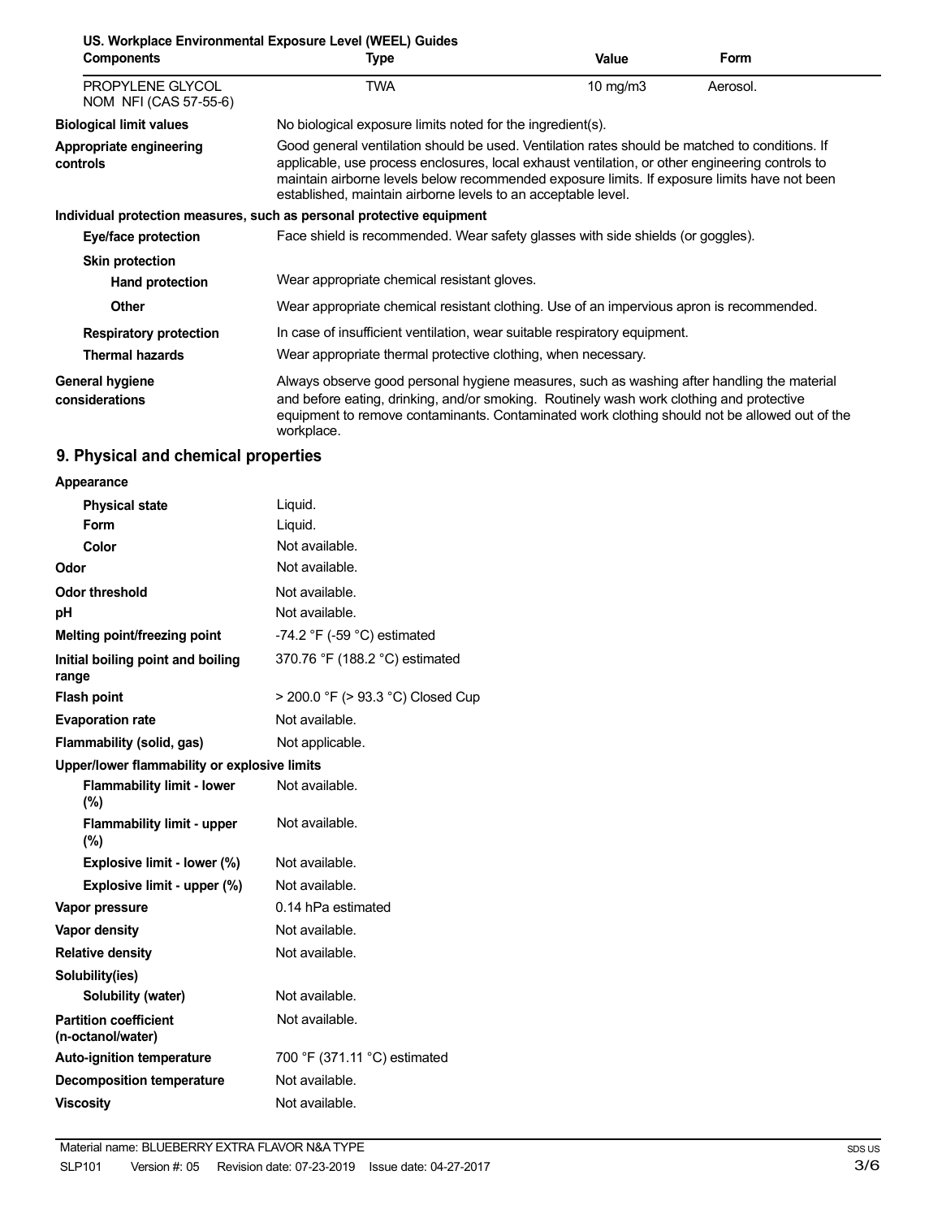**US. Workplace Environmental Exposure Level (WEEL) Guides**

| Components | Type | Value | Form |
|---|---|---|---|
| PROPYLENE GLYCOL NOM NFI (CAS 57-55-6) | TWA | 10 mg/m3 | Aerosol. |

**Biological limit values**
No biological exposure limits noted for the ingredient(s).

**Appropriate engineering controls**
Good general ventilation should be used. Ventilation rates should be matched to conditions. If applicable, use process enclosures, local exhaust ventilation, or other engineering controls to maintain airborne levels below recommended exposure limits. If exposure limits have not been established, maintain airborne levels to an acceptable level.

**Individual protection measures, such as personal protective equipment**

**Eye/face protection**
Face shield is recommended. Wear safety glasses with side shields (or goggles).

**Skin protection**

**Hand protection**
Wear appropriate chemical resistant gloves.

**Other**
Wear appropriate chemical resistant clothing. Use of an impervious apron is recommended.

**Respiratory protection**
In case of insufficient ventilation, wear suitable respiratory equipment.

**Thermal hazards**
Wear appropriate thermal protective clothing, when necessary.

**General hygiene considerations**
Always observe good personal hygiene measures, such as washing after handling the material and before eating, drinking, and/or smoking. Routinely wash work clothing and protective equipment to remove contaminants. Contaminated work clothing should not be allowed out of the workplace.

## 9. Physical and chemical properties

| | |
|---|---|
| **Appearance** | |
| **Physical state** | Liquid. |
| **Form** | Liquid. |
| **Color** | Not available. |
| **Odor** | Not available. |
| **Odor threshold** | Not available. |
| **pH** | Not available. |
| **Melting point/freezing point** | -74.2 °F (-59 °C) estimated |
| **Initial boiling point and boiling range** | 370.76 °F (188.2 °C) estimated |
| **Flash point** | > 200.0 °F (> 93.3 °C) Closed Cup |
| **Evaporation rate** | Not available. |
| **Flammability (solid, gas)** | Not applicable. |
| **Upper/lower flammability or explosive limits** | |
| **Flammability limit - lower (%)** | Not available. |
| **Flammability limit - upper (%)** | Not available. |
| **Explosive limit - lower (%)** | Not available. |
| **Explosive limit - upper (%)** | Not available. |
| **Vapor pressure** | 0.14 hPa estimated |
| **Vapor density** | Not available. |
| **Relative density** | Not available. |
| **Solubility(ies)** | |
| **Solubility (water)** | Not available. |
| **Partition coefficient (n-octanol/water)** | Not available. |
| **Auto-ignition temperature** | 700 °F (371.11 °C) estimated |
| **Decomposition temperature** | Not available. |
| **Viscosity** | Not available. |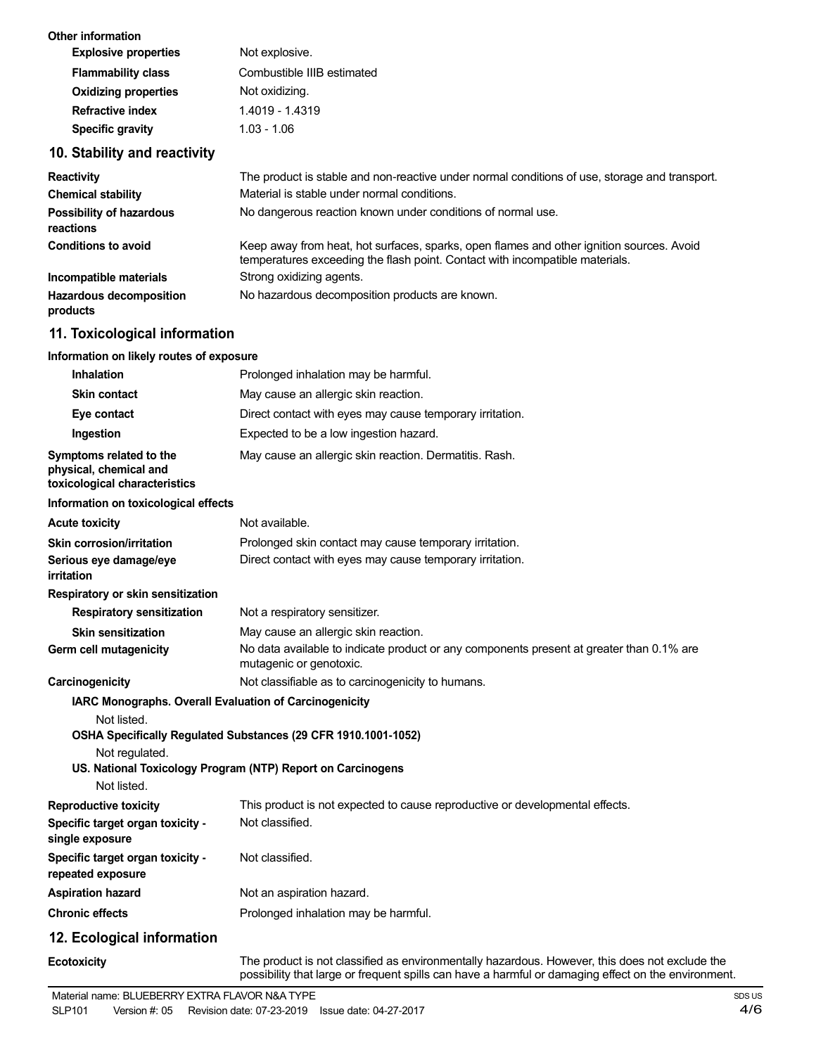**Other information**

| | |
|---|---|
| **Explosive properties** | Not explosive. |
| **Flammability class** | Combustible IIIB estimated |
| **Oxidizing properties** | Not oxidizing. |
| **Refractive index** | 1.4019 - 1.4319 |
| **Specific gravity** | 1.03 - 1.06 |

## 10. Stability and reactivity

| | |
|---|---|
| **Reactivity** | The product is stable and non-reactive under normal conditions of use, storage and transport. |
| **Chemical stability** | Material is stable under normal conditions. |
| **Possibility of hazardous reactions** | No dangerous reaction known under conditions of normal use. |
| **Conditions to avoid** | Keep away from heat, hot surfaces, sparks, open flames and other ignition sources. Avoid temperatures exceeding the flash point. Contact with incompatible materials. |
| **Incompatible materials** | Strong oxidizing agents. |
| **Hazardous decomposition products** | No hazardous decomposition products are known. |

## 11. Toxicological information

**Information on likely routes of exposure**

| | |
|---|---|
| **Inhalation** | Prolonged inhalation may be harmful. |
| **Skin contact** | May cause an allergic skin reaction. |
| **Eye contact** | Direct contact with eyes may cause temporary irritation. |
| **Ingestion** | Expected to be a low ingestion hazard. |
| **Symptoms related to the physical, chemical and toxicological characteristics** | May cause an allergic skin reaction. Dermatitis. Rash. |

**Information on toxicological effects**

| | |
|---|---|
| **Acute toxicity** | Not available. |
| **Skin corrosion/irritation** | Prolonged skin contact may cause temporary irritation. |
| **Serious eye damage/eye irritation** | Direct contact with eyes may cause temporary irritation. |

**Respiratory or skin sensitization**

| | |
|---|---|
| **Respiratory sensitization** | Not a respiratory sensitizer. |
| **Skin sensitization** | May cause an allergic skin reaction. |
| **Germ cell mutagenicity** | No data available to indicate product or any components present at greater than 0.1% are mutagenic or genotoxic. |
| **Carcinogenicity** | Not classifiable as to carcinogenicity to humans. |

**IARC Monographs. Overall Evaluation of Carcinogenicity**

Not listed.

**OSHA Specifically Regulated Substances (29 CFR 1910.1001-1052)**

Not regulated.

**US. National Toxicology Program (NTP) Report on Carcinogens**

Not listed.

| | |
|---|---|
| **Reproductive toxicity** | This product is not expected to cause reproductive or developmental effects. |
| **Specific target organ toxicity - single exposure** | Not classified. |
| **Specific target organ toxicity - repeated exposure** | Not classified. |
| **Aspiration hazard** | Not an aspiration hazard. |
| **Chronic effects** | Prolonged inhalation may be harmful. |

## 12. Ecological information

| | |
|---|---|
| **Ecotoxicity** | The product is not classified as environmentally hazardous. However, this does not exclude the possibility that large or frequent spills can have a harmful or damaging effect on the environment. |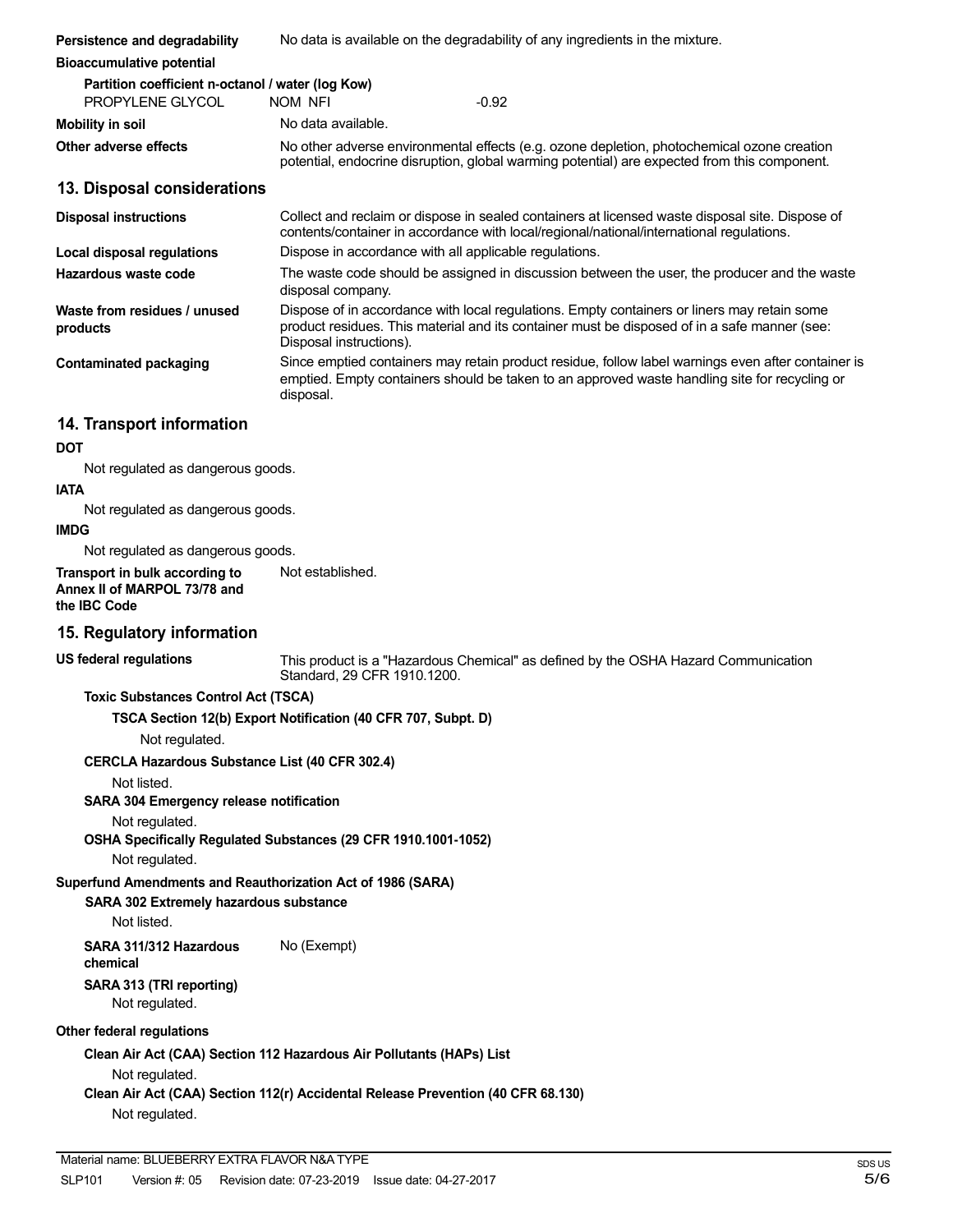**Persistence and degradability** No data is available on the degradability of any ingredients in the mixture.

**Bioaccumulative potential**

**Partition coefficient n-octanol / water (log Kow)**

| | | |
|---|---|---|
| PROPYLENE GLYCOL | NOM NFI | -0.92 |

**Mobility in soil** No data available.

**Other adverse effects** No other adverse environmental effects (e.g. ozone depletion, photochemical ozone creation potential, endocrine disruption, global warming potential) are expected from this component.

## 13. Disposal considerations

**Disposal instructions** Collect and reclaim or dispose in sealed containers at licensed waste disposal site. Dispose of contents/container in accordance with local/regional/national/international regulations.

**Local disposal regulations** Dispose in accordance with all applicable regulations.

**Hazardous waste code** The waste code should be assigned in discussion between the user, the producer and the waste disposal company.

**Waste from residues / unused products** Dispose of in accordance with local regulations. Empty containers or liners may retain some product residues. This material and its container must be disposed of in a safe manner (see: Disposal instructions).

**Contaminated packaging** Since emptied containers may retain product residue, follow label warnings even after container is emptied. Empty containers should be taken to an approved waste handling site for recycling or disposal.

## 14. Transport information

**DOT**

Not regulated as dangerous goods.

**IATA**

Not regulated as dangerous goods.

**IMDG**

Not regulated as dangerous goods.

**Transport in bulk according to Annex II of MARPOL 73/78 and the IBC Code** Not established.

## 15. Regulatory information

**US federal regulations** This product is a "Hazardous Chemical" as defined by the OSHA Hazard Communication Standard, 29 CFR 1910.1200.

**Toxic Substances Control Act (TSCA)**

**TSCA Section 12(b) Export Notification (40 CFR 707, Subpt. D)**

Not regulated.

**CERCLA Hazardous Substance List (40 CFR 302.4)**

Not listed.

**SARA 304 Emergency release notification**

Not regulated.

**OSHA Specifically Regulated Substances (29 CFR 1910.1001-1052)**

Not regulated.

**Superfund Amendments and Reauthorization Act of 1986 (SARA)**

**SARA 302 Extremely hazardous substance**

Not listed.

**SARA 311/312 Hazardous chemical** No (Exempt)

**SARA 313 (TRI reporting)**

Not regulated.

**Other federal regulations**

**Clean Air Act (CAA) Section 112 Hazardous Air Pollutants (HAPs) List**

Not regulated.

**Clean Air Act (CAA) Section 112(r) Accidental Release Prevention (40 CFR 68.130)**

Not regulated.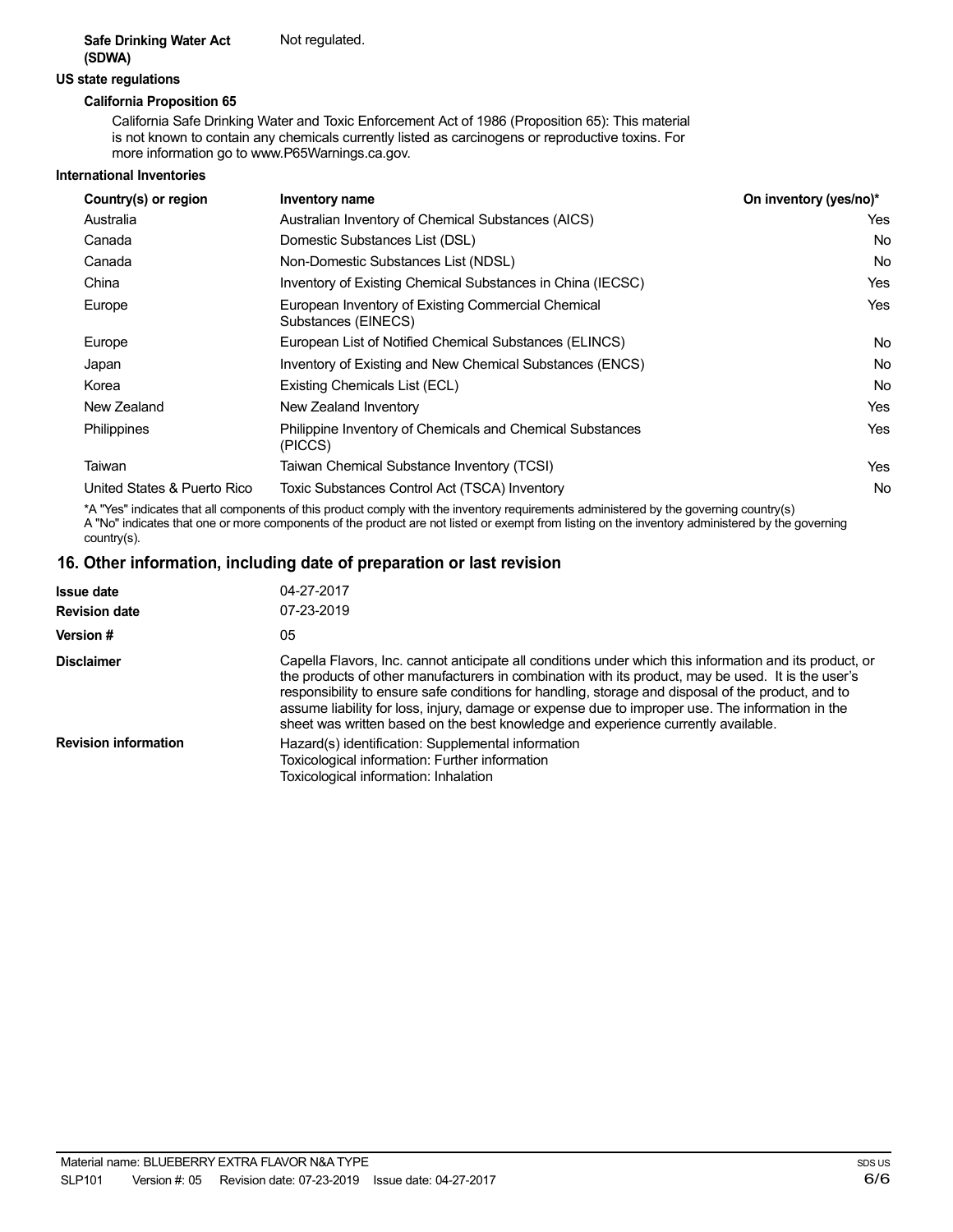**Safe Drinking Water Act (SDWA)** Not regulated.

**US state regulations**

**California Proposition 65**

California Safe Drinking Water and Toxic Enforcement Act of 1986 (Proposition 65): This material is not known to contain any chemicals currently listed as carcinogens or reproductive toxins. For more information go to www.P65Warnings.ca.gov.

**International Inventories**

| Country(s) or region | Inventory name | On inventory (yes/no)* |
|---|---|---|
| Australia | Australian Inventory of Chemical Substances (AICS) | Yes |
| Canada | Domestic Substances List (DSL) | No |
| Canada | Non-Domestic Substances List (NDSL) | No |
| China | Inventory of Existing Chemical Substances in China (IECSC) | Yes |
| Europe | European Inventory of Existing Commercial Chemical Substances (EINECS) | Yes |
| Europe | European List of Notified Chemical Substances (ELINCS) | No |
| Japan | Inventory of Existing and New Chemical Substances (ENCS) | No |
| Korea | Existing Chemicals List (ECL) | No |
| New Zealand | New Zealand Inventory | Yes |
| Philippines | Philippine Inventory of Chemicals and Chemical Substances (PICCS) | Yes |
| Taiwan | Taiwan Chemical Substance Inventory (TCSI) | Yes |
| United States & Puerto Rico | Toxic Substances Control Act (TSCA) Inventory | No |

*A "Yes" indicates that all components of this product comply with the inventory requirements administered by the governing country(s)
A "No" indicates that one or more components of the product are not listed or exempt from listing on the inventory administered by the governing country(s).

## 16. Other information, including date of preparation or last revision

**Issue date** 04-27-2017

**Revision date** 07-23-2019

**Version #** 05

**Disclaimer** Capella Flavors, Inc. cannot anticipate all conditions under which this information and its product, or the products of other manufacturers in combination with its product, may be used. It is the user's responsibility to ensure safe conditions for handling, storage and disposal of the product, and to assume liability for loss, injury, damage or expense due to improper use. The information in the sheet was written based on the best knowledge and experience currently available.

**Revision information**
Hazard(s) identification: Supplemental information
Toxicological information: Further information
Toxicological information: Inhalation